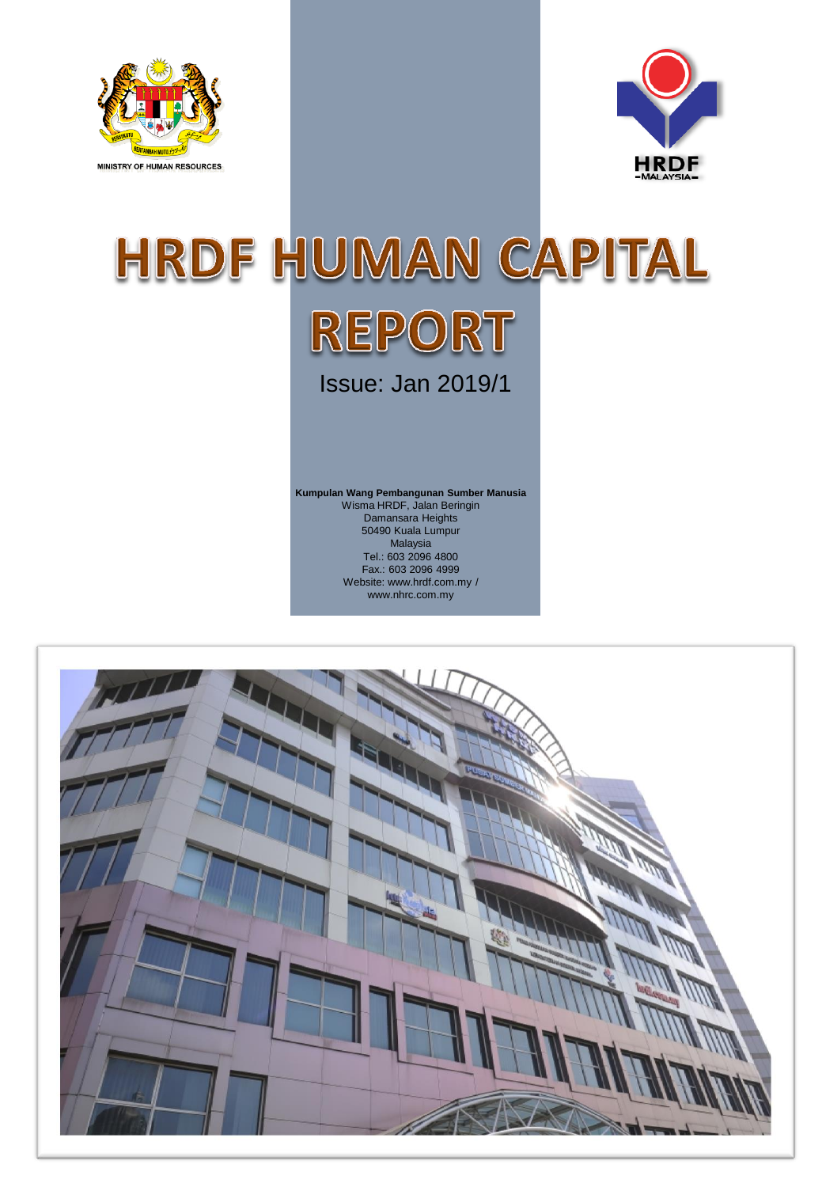MINISTRY OF HUMAN RESOURCES

HRDF
-MALAYSIA-

# HRDF HUMAN CAPITAL REPORT

Issue: Jan 2019/1

**Kumpulan Wang Pembangunan Sumber Manusia**
Wisma HRDF, Jalan Beringin
Damansara Heights
50490 Kuala Lumpur
Malaysia
Tel.: 603 2096 4800
Fax.: 603 2096 4999
Website: www.hrdf.com.my /
www.nhrc.com.my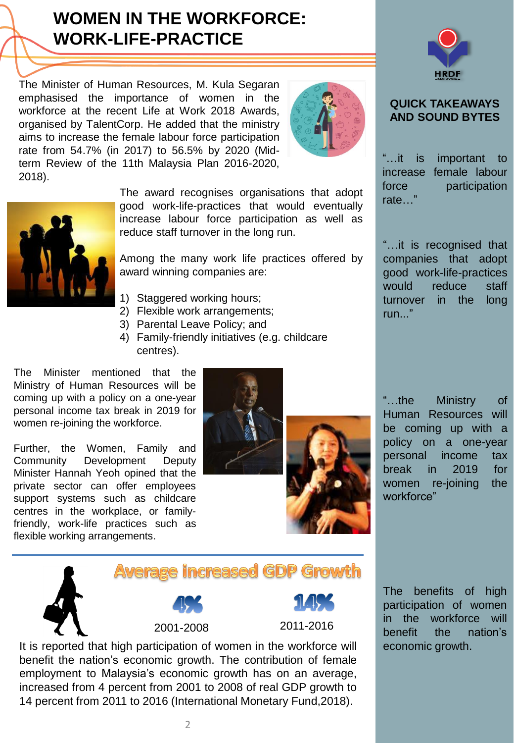# WOMEN IN THE WORKFORCE: WORK-LIFE-PRACTICE

The Minister of Human Resources, M. Kula Segaran emphasised the importance of women in the workforce at the recent Life at Work 2018 Awards, organised by TalentCorp. He added that the ministry aims to increase the female labour force participation rate from 54.7% (in 2017) to 56.5% by 2020 (Mid-term Review of the 11th Malaysia Plan 2016-2020, 2018).

The award recognises organisations that adopt good work-life-practices that would eventually increase labour force participation as well as reduce staff turnover in the long run.

Among the many work life practices offered by award winning companies are:

1) Staggered working hours;
2) Flexible work arrangements;
3) Parental Leave Policy; and
4) Family-friendly initiatives (e.g. childcare centres).

The Minister mentioned that the Ministry of Human Resources will be coming up with a policy on a one-year personal income tax break in 2019 for women re-joining the workforce.

Further, the Women, Family and Community Development Deputy Minister Hannah Yeoh opined that the private sector can offer employees support systems such as childcare centres in the workplace, or family-friendly, work-life practices such as flexible working arrangements.

## Average increased GDP Growth

| 4% | 14% |
|---|---|
| 2001-2008 | 2011-2016 |

It is reported that high participation of women in the workforce will benefit the nation's economic growth. The contribution of female employment to Malaysia's economic growth has on an average, increased from 4 percent from 2001 to 2008 of real GDP growth to 14 percent from 2011 to 2016 (International Monetary Fund,2018).

HRDF MALAYSIA

## QUICK TAKEAWAYS AND SOUND BYTES

"…it is important to increase female labour force participation rate…"

"…it is recognised that companies that adopt good work-life-practices would reduce staff turnover in the long run..."

"…the Ministry of Human Resources will be coming up with a policy on a one-year personal income tax break in 2019 for women re-joining the workforce"

The benefits of high participation of women in the workforce will benefit the nation's economic growth.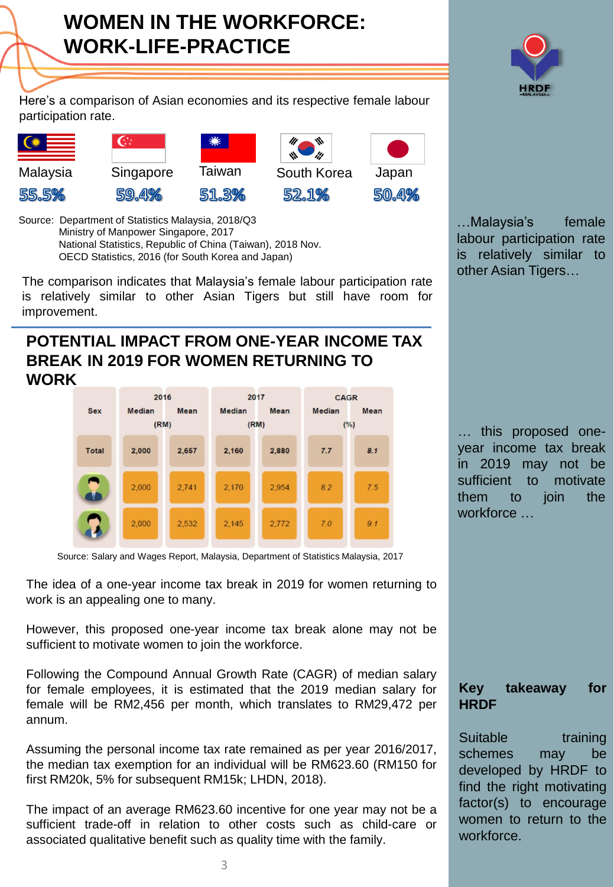# WOMEN IN THE WORKFORCE: WORK-LIFE-PRACTICE

Here's a comparison of Asian economies and its respective female labour participation rate.

| Malaysia | Singapore | Taiwan | South Korea | Japan |
|---|---|---|---|---|
| 55.5% | 59.4% | 51.3% | 52.1% | 50.4% |

Source: Department of Statistics Malaysia, 2018/Q3
Ministry of Manpower Singapore, 2017
National Statistics, Republic of China (Taiwan), 2018 Nov.
OECD Statistics, 2016 (for South Korea and Japan)

The comparison indicates that Malaysia's female labour participation rate is relatively similar to other Asian Tigers but still have room for improvement.

…Malaysia's female labour participation rate is relatively similar to other Asian Tigers…

## POTENTIAL IMPACT FROM ONE-YEAR INCOME TAX BREAK IN 2019 FOR WOMEN RETURNING TO WORK

| Sex | 2016 (RM) | | 2017 (RM) | | CAGR (%) | |
|---|---|---|---|---|---|---|
| | Median | Mean | Median | Mean | Median | Mean |
| Total | 2,000 | 2,657 | 2,160 | 2,880 | 7.7 | 8.1 |
| Male | 2,000 | 2,741 | 2,170 | 2,954 | 8.2 | 7.5 |
| Female | 2,000 | 2,532 | 2,145 | 2,772 | 7.0 | 9.1 |

Source: Salary and Wages Report, Malaysia, Department of Statistics Malaysia, 2017

The idea of a one-year income tax break in 2019 for women returning to work is an appealing one to many.

However, this proposed one-year income tax break alone may not be sufficient to motivate women to join the workforce.

… this proposed one-year income tax break in 2019 may not be sufficient to motivate them to join the workforce …

Following the Compound Annual Growth Rate (CAGR) of median salary for female employees, it is estimated that the 2019 median salary for female will be RM2,456 per month, which translates to RM29,472 per annum.

Assuming the personal income tax rate remained as per year 2016/2017, the median tax exemption for an individual will be RM623.60 (RM150 for first RM20k, 5% for subsequent RM15k; LHDN, 2018).

The impact of an average RM623.60 incentive for one year may not be a sufficient trade-off in relation to other costs such as child-care or associated qualitative benefit such as quality time with the family.

**Key takeaway for HRDF**

Suitable training schemes may be developed by HRDF to find the right motivating factor(s) to encourage women to return to the workforce.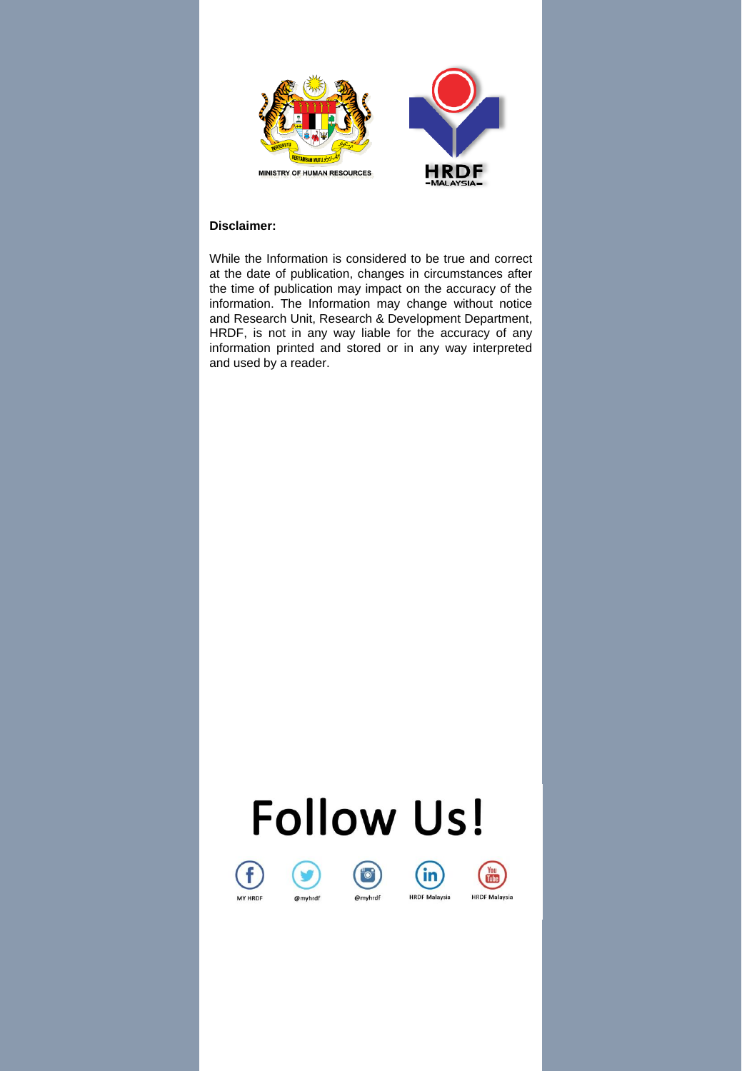MINISTRY OF HUMAN RESOURCES

HRDF
-MALAYSIA-

**Disclaimer:**

While the Information is considered to be true and correct at the date of publication, changes in circumstances after the time of publication may impact on the accuracy of the information. The Information may change without notice and Research Unit, Research & Development Department, HRDF, is not in any way liable for the accuracy of any information printed and stored or in any way interpreted and used by a reader.

# Follow Us!

MY HRDF

@myhrdf

@myhrdf

HRDF Malaysia

HRDF Malaysia